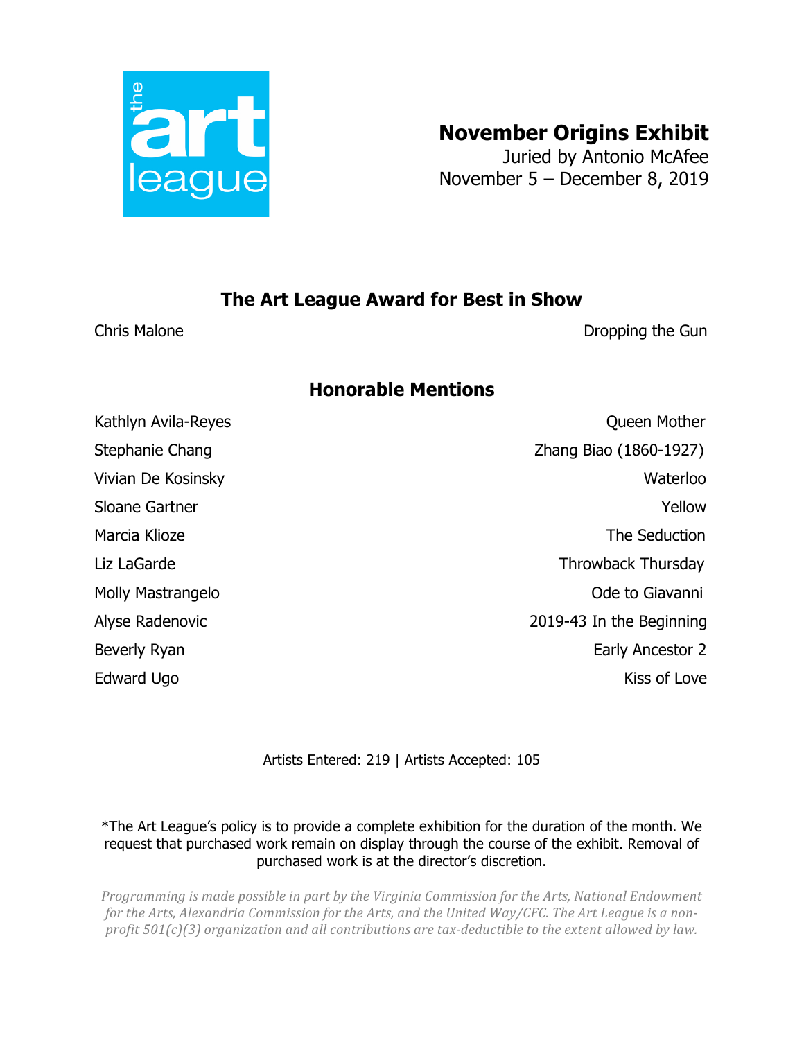# November Origins Exhibit

Juried by Antonio McAfee
November 5 – December 8, 2019

## The Art League Award for Best in Show

| | |
|---|---|
| Chris Malone | Dropping the Gun |

## Honorable Mentions

| | |
|---|---|
| Kathlyn Avila-Reyes | Queen Mother |
| Stephanie Chang | Zhang Biao (1860-1927) |
| Vivian De Kosinsky | Waterloo |
| Sloane Gartner | Yellow |
| Marcia Klioze | The Seduction |
| Liz LaGarde | Throwback Thursday |
| Molly Mastrangelo | Ode to Giavanni |
| Alyse Radenovic | 2019-43 In the Beginning |
| Beverly Ryan | Early Ancestor 2 |
| Edward Ugo | Kiss of Love |

Artists Entered: 219 | Artists Accepted: 105

*The Art League's policy is to provide a complete exhibition for the duration of the month. We request that purchased work remain on display through the course of the exhibit. Removal of purchased work is at the director's discretion.

*Programming is made possible in part by the Virginia Commission for the Arts, National Endowment for the Arts, Alexandria Commission for the Arts, and the United Way/CFC. The Art League is a non-profit 501(c)(3) organization and all contributions are tax-deductible to the extent allowed by law.*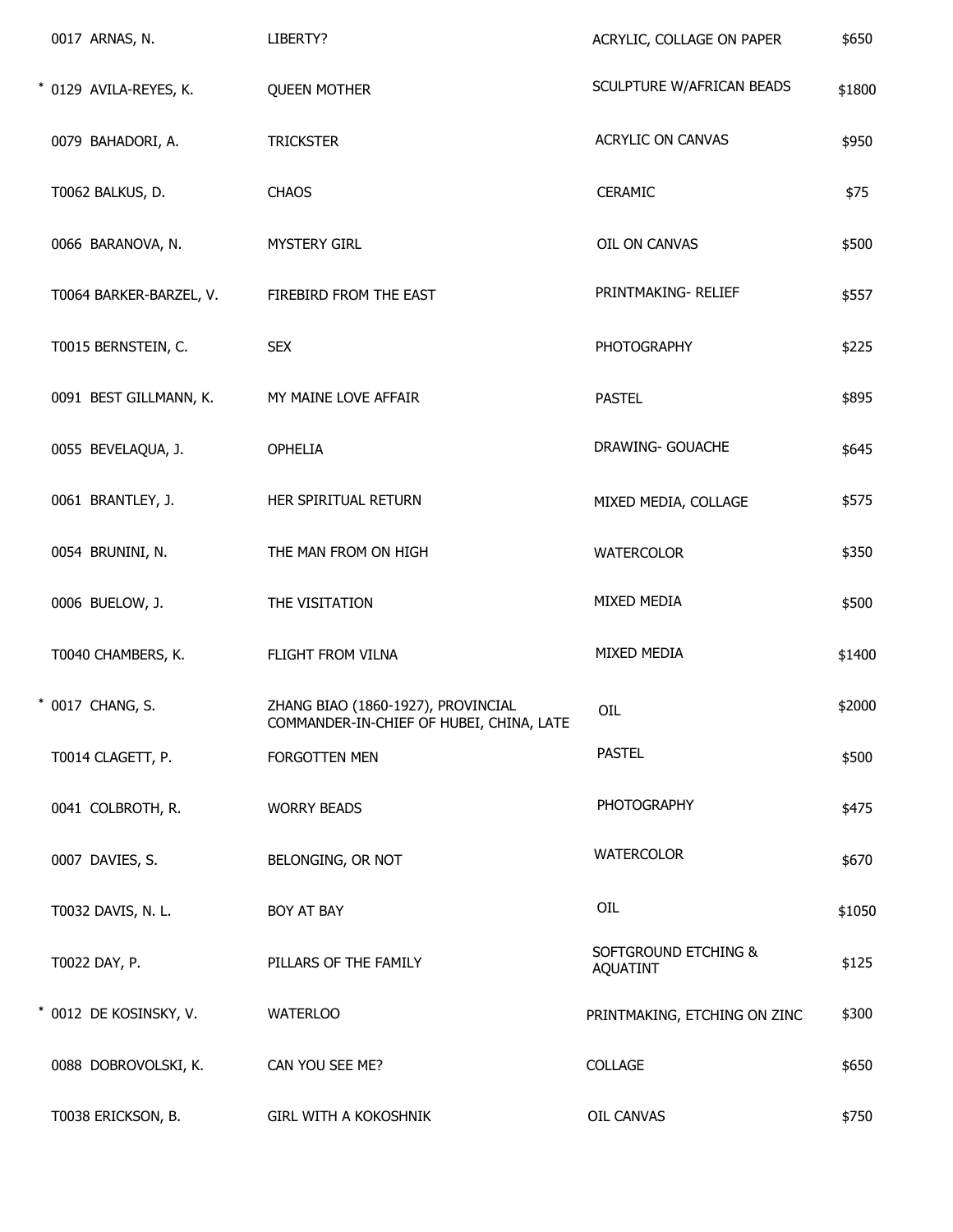| | | | |
|---|---|---|---|
| 0017 ARNAS, N. | LIBERTY? | ACRYLIC, COLLAGE ON PAPER | $650 |
| * 0129 AVILA-REYES, K. | QUEEN MOTHER | SCULPTURE W/AFRICAN BEADS | $1800 |
| 0079 BAHADORI, A. | TRICKSTER | ACRYLIC ON CANVAS | $950 |
| T0062 BALKUS, D. | CHAOS | CERAMIC | $75 |
| 0066 BARANOVA, N. | MYSTERY GIRL | OIL ON CANVAS | $500 |
| T0064 BARKER-BARZEL, V. | FIREBIRD FROM THE EAST | PRINTMAKING- RELIEF | $557 |
| T0015 BERNSTEIN, C. | SEX | PHOTOGRAPHY | $225 |
| 0091 BEST GILLMANN, K. | MY MAINE LOVE AFFAIR | PASTEL | $895 |
| 0055 BEVELAQUA, J. | OPHELIA | DRAWING- GOUACHE | $645 |
| 0061 BRANTLEY, J. | HER SPIRITUAL RETURN | MIXED MEDIA, COLLAGE | $575 |
| 0054 BRUNINI, N. | THE MAN FROM ON HIGH | WATERCOLOR | $350 |
| 0006 BUELOW, J. | THE VISITATION | MIXED MEDIA | $500 |
| T0040 CHAMBERS, K. | FLIGHT FROM VILNA | MIXED MEDIA | $1400 |
| * 0017 CHANG, S. | ZHANG BIAO (1860-1927), PROVINCIAL COMMANDER-IN-CHIEF OF HUBEI, CHINA, LATE | OIL | $2000 |
| T0014 CLAGETT, P. | FORGOTTEN MEN | PASTEL | $500 |
| 0041 COLBROTH, R. | WORRY BEADS | PHOTOGRAPHY | $475 |
| 0007 DAVIES, S. | BELONGING, OR NOT | WATERCOLOR | $670 |
| T0032 DAVIS, N. L. | BOY AT BAY | OIL | $1050 |
| T0022 DAY, P. | PILLARS OF THE FAMILY | SOFTGROUND ETCHING & AQUATINT | $125 |
| * 0012 DE KOSINSKY, V. | WATERLOO | PRINTMAKING, ETCHING ON ZINC | $300 |
| 0088 DOBROVOLSKI, K. | CAN YOU SEE ME? | COLLAGE | $650 |
| T0038 ERICKSON, B. | GIRL WITH A KOKOSHNIK | OIL CANVAS | $750 |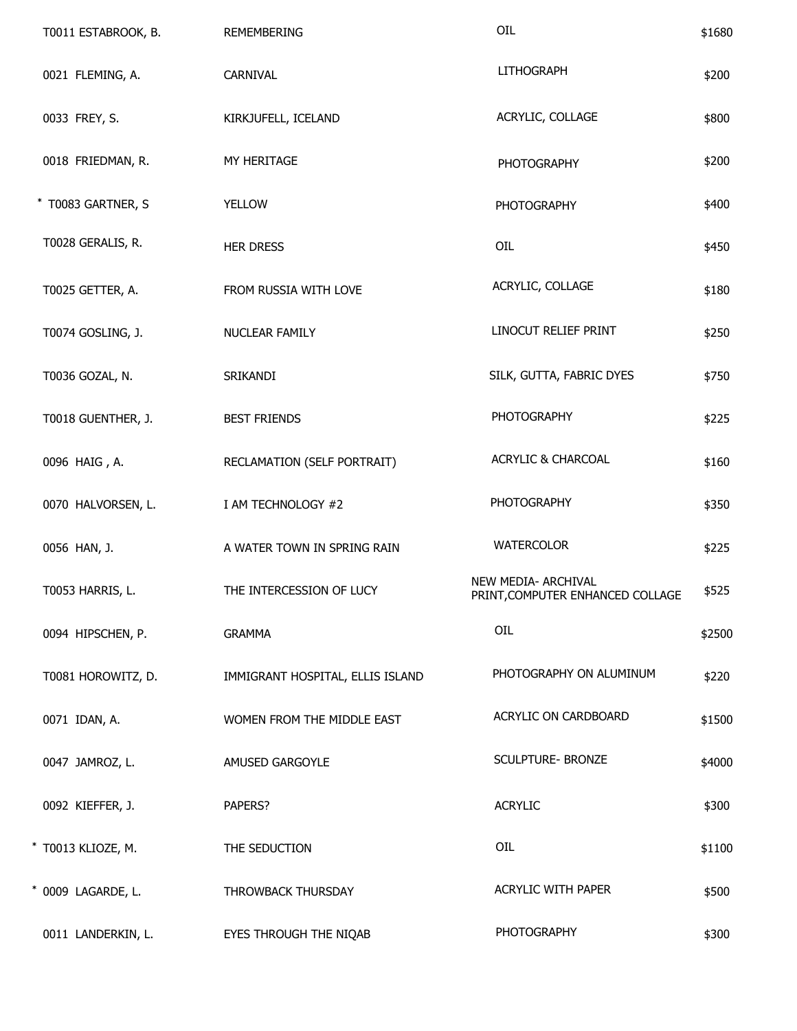| | | | |
|---|---|---|---|
| T0011 ESTABROOK, B. | REMEMBERING | OIL | $1680 |
| 0021 FLEMING, A. | CARNIVAL | LITHOGRAPH | $200 |
| 0033 FREY, S. | KIRKJUFELL, ICELAND | ACRYLIC, COLLAGE | $800 |
| 0018 FRIEDMAN, R. | MY HERITAGE | PHOTOGRAPHY | $200 |
| * T0083 GARTNER, S | YELLOW | PHOTOGRAPHY | $400 |
| T0028 GERALIS, R. | HER DRESS | OIL | $450 |
| T0025 GETTER, A. | FROM RUSSIA WITH LOVE | ACRYLIC, COLLAGE | $180 |
| T0074 GOSLING, J. | NUCLEAR FAMILY | LINOCUT RELIEF PRINT | $250 |
| T0036 GOZAL, N. | SRIKANDI | SILK, GUTTA, FABRIC DYES | $750 |
| T0018 GUENTHER, J. | BEST FRIENDS | PHOTOGRAPHY | $225 |
| 0096 HAIG , A. | RECLAMATION (SELF PORTRAIT) | ACRYLIC & CHARCOAL | $160 |
| 0070 HALVORSEN, L. | I AM TECHNOLOGY #2 | PHOTOGRAPHY | $350 |
| 0056 HAN, J. | A WATER TOWN IN SPRING RAIN | WATERCOLOR | $225 |
| T0053 HARRIS, L. | THE INTERCESSION OF LUCY | NEW MEDIA- ARCHIVAL PRINT,COMPUTER ENHANCED COLLAGE | $525 |
| 0094 HIPSCHEN, P. | GRAMMA | OIL | $2500 |
| T0081 HOROWITZ, D. | IMMIGRANT HOSPITAL, ELLIS ISLAND | PHOTOGRAPHY ON ALUMINUM | $220 |
| 0071 IDAN, A. | WOMEN FROM THE MIDDLE EAST | ACRYLIC ON CARDBOARD | $1500 |
| 0047 JAMROZ, L. | AMUSED GARGOYLE | SCULPTURE- BRONZE | $4000 |
| 0092 KIEFFER, J. | PAPERS? | ACRYLIC | $300 |
| * T0013 KLIOZE, M. | THE SEDUCTION | OIL | $1100 |
| * 0009 LAGARDE, L. | THROWBACK THURSDAY | ACRYLIC WITH PAPER | $500 |
| 0011 LANDERKIN, L. | EYES THROUGH THE NIQAB | PHOTOGRAPHY | $300 |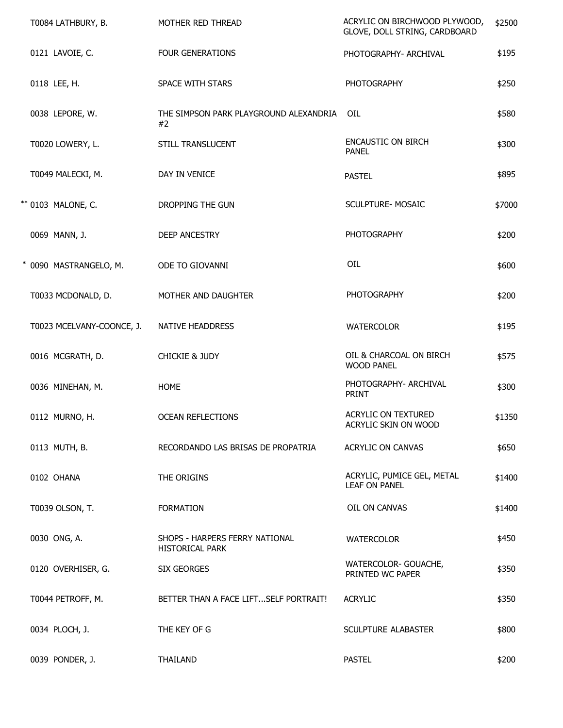| | | | |
|---|---|---|---|
| T0084 LATHBURY, B. | MOTHER RED THREAD | ACRYLIC ON BIRCHWOOD PLYWOOD, GLOVE, DOLL STRING, CARDBOARD | $2500 |
| 0121 LAVOIE, C. | FOUR GENERATIONS | PHOTOGRAPHY- ARCHIVAL | $195 |
| 0118 LEE, H. | SPACE WITH STARS | PHOTOGRAPHY | $250 |
| 0038 LEPORE, W. | THE SIMPSON PARK PLAYGROUND ALEXANDRIA #2 | OIL | $580 |
| T0020 LOWERY, L. | STILL TRANSLUCENT | ENCAUSTIC ON BIRCH PANEL | $300 |
| T0049 MALECKI, M. | DAY IN VENICE | PASTEL | $895 |
| ** 0103 MALONE, C. | DROPPING THE GUN | SCULPTURE- MOSAIC | $7000 |
| 0069 MANN, J. | DEEP ANCESTRY | PHOTOGRAPHY | $200 |
| * 0090 MASTRANGELO, M. | ODE TO GIOVANNI | OIL | $600 |
| T0033 MCDONALD, D. | MOTHER AND DAUGHTER | PHOTOGRAPHY | $200 |
| T0023 MCELVANY-COONCE, J. | NATIVE HEADDRESS | WATERCOLOR | $195 |
| 0016 MCGRATH, D. | CHICKIE & JUDY | OIL & CHARCOAL ON BIRCH WOOD PANEL | $575 |
| 0036 MINEHAN, M. | HOME | PHOTOGRAPHY- ARCHIVAL PRINT | $300 |
| 0112 MURNO, H. | OCEAN REFLECTIONS | ACRYLIC ON TEXTURED ACRYLIC SKIN ON WOOD | $1350 |
| 0113 MUTH, B. | RECORDANDO LAS BRISAS DE PROPATRIA | ACRYLIC ON CANVAS | $650 |
| 0102 OHANA | THE ORIGINS | ACRYLIC, PUMICE GEL, METAL LEAF ON PANEL | $1400 |
| T0039 OLSON, T. | FORMATION | OIL ON CANVAS | $1400 |
| 0030 ONG, A. | SHOPS - HARPERS FERRY NATIONAL HISTORICAL PARK | WATERCOLOR | $450 |
| 0120 OVERHISER, G. | SIX GEORGES | WATERCOLOR- GOUACHE, PRINTED WC PAPER | $350 |
| T0044 PETROFF, M. | BETTER THAN A FACE LIFT...SELF PORTRAIT! | ACRYLIC | $350 |
| 0034 PLOCH, J. | THE KEY OF G | SCULPTURE ALABASTER | $800 |
| 0039 PONDER, J. | THAILAND | PASTEL | $200 |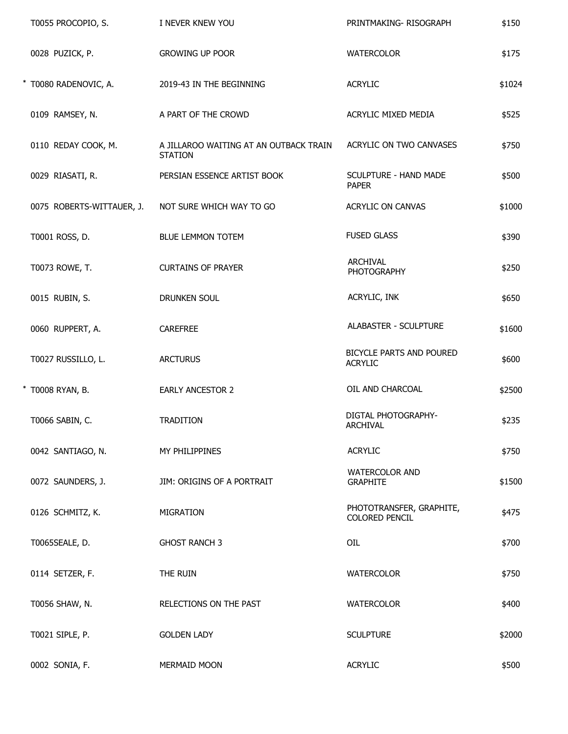| | | | | |
|---|---|---|---|---|
| | T0055 PROCOPIO, S. | I NEVER KNEW YOU | PRINTMAKING- RISOGRAPH | $150 |
| | 0028 PUZICK, P. | GROWING UP POOR | WATERCOLOR | $175 |
| * | T0080 RADENOVIC, A. | 2019-43 IN THE BEGINNING | ACRYLIC | $1024 |
| | 0109 RAMSEY, N. | A PART OF THE CROWD | ACRYLIC MIXED MEDIA | $525 |
| | 0110 REDAY COOK, M. | A JILLAROO WAITING AT AN OUTBACK TRAIN STATION | ACRYLIC ON TWO CANVASES | $750 |
| | 0029 RIASATI, R. | PERSIAN ESSENCE ARTIST BOOK | SCULPTURE - HAND MADE PAPER | $500 |
| | 0075 ROBERTS-WITTAUER, J. | NOT SURE WHICH WAY TO GO | ACRYLIC ON CANVAS | $1000 |
| | T0001 ROSS, D. | BLUE LEMMON TOTEM | FUSED GLASS | $390 |
| | T0073 ROWE, T. | CURTAINS OF PRAYER | ARCHIVAL PHOTOGRAPHY | $250 |
| | 0015 RUBIN, S. | DRUNKEN SOUL | ACRYLIC, INK | $650 |
| | 0060 RUPPERT, A. | CAREFREE | ALABASTER - SCULPTURE | $1600 |
| | T0027 RUSSILLO, L. | ARCTURUS | BICYCLE PARTS AND POURED ACRYLIC | $600 |
| * | T0008 RYAN, B. | EARLY ANCESTOR 2 | OIL AND CHARCOAL | $2500 |
| | T0066 SABIN, C. | TRADITION | DIGTAL PHOTOGRAPHY- ARCHIVAL | $235 |
| | 0042 SANTIAGO, N. | MY PHILIPPINES | ACRYLIC | $750 |
| | 0072 SAUNDERS, J. | JIM: ORIGINS OF A PORTRAIT | WATERCOLOR AND GRAPHITE | $1500 |
| | 0126 SCHMITZ, K. | MIGRATION | PHOTOTRANSFER, GRAPHITE, COLORED PENCIL | $475 |
| | T0065SEALE, D. | GHOST RANCH 3 | OIL | $700 |
| | 0114 SETZER, F. | THE RUIN | WATERCOLOR | $750 |
| | T0056 SHAW, N. | RELECTIONS ON THE PAST | WATERCOLOR | $400 |
| | T0021 SIPLE, P. | GOLDEN LADY | SCULPTURE | $2000 |
| | 0002 SONIA, F. | MERMAID MOON | ACRYLIC | $500 |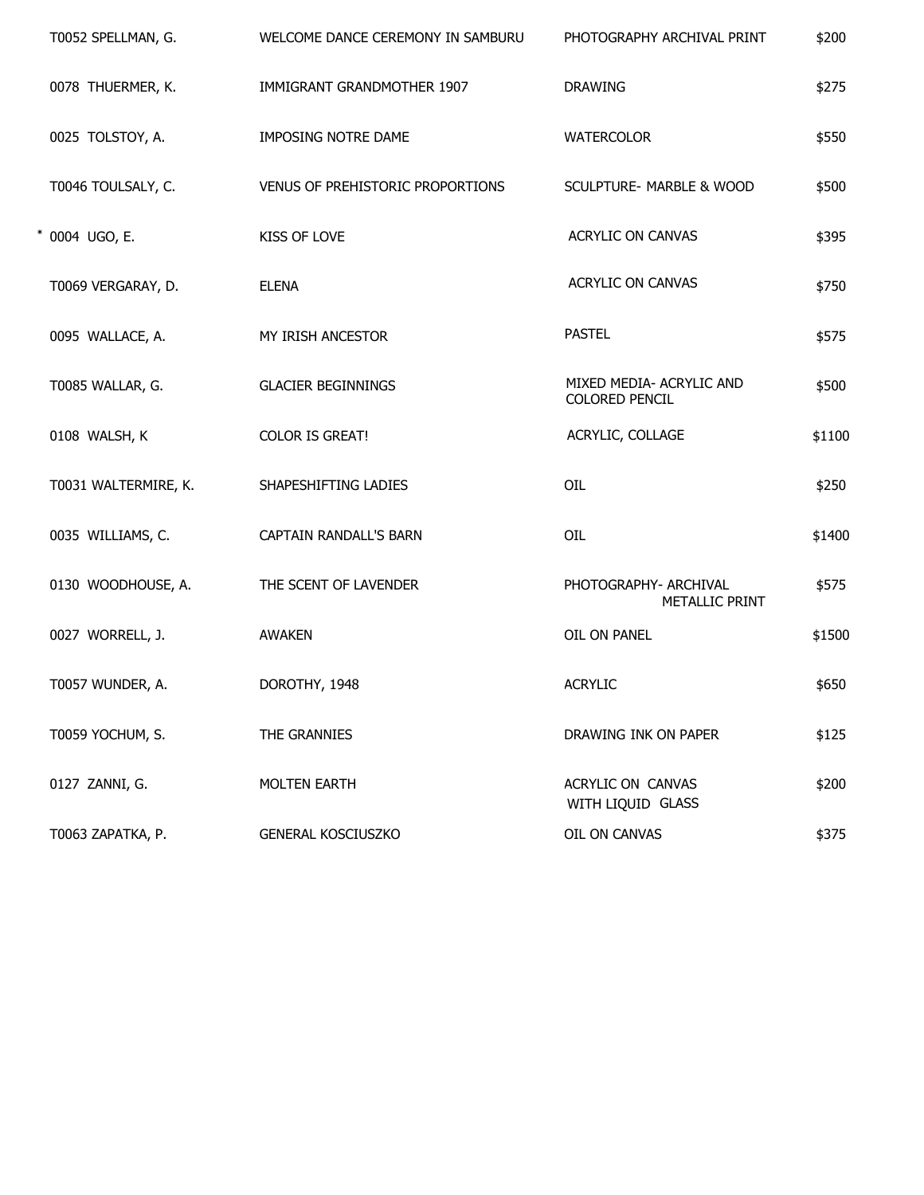| | | | |
|---|---|---|---|
| T0052 SPELLMAN, G. | WELCOME DANCE CEREMONY IN SAMBURU | PHOTOGRAPHY ARCHIVAL PRINT | $200 |
| 0078 THUERMER, K. | IMMIGRANT GRANDMOTHER 1907 | DRAWING | $275 |
| 0025 TOLSTOY, A. | IMPOSING NOTRE DAME | WATERCOLOR | $550 |
| T0046 TOULSALY, C. | VENUS OF PREHISTORIC PROPORTIONS | SCULPTURE- MARBLE & WOOD | $500 |
| * 0004 UGO, E. | KISS OF LOVE | ACRYLIC ON CANVAS | $395 |
| T0069 VERGARAY, D. | ELENA | ACRYLIC ON CANVAS | $750 |
| 0095 WALLACE, A. | MY IRISH ANCESTOR | PASTEL | $575 |
| T0085 WALLAR, G. | GLACIER BEGINNINGS | MIXED MEDIA- ACRYLIC AND COLORED PENCIL | $500 |
| 0108 WALSH, K | COLOR IS GREAT! | ACRYLIC, COLLAGE | $1100 |
| T0031 WALTERMIRE, K. | SHAPESHIFTING LADIES | OIL | $250 |
| 0035 WILLIAMS, C. | CAPTAIN RANDALL'S BARN | OIL | $1400 |
| 0130 WOODHOUSE, A. | THE SCENT OF LAVENDER | PHOTOGRAPHY- ARCHIVAL METALLIC PRINT | $575 |
| 0027 WORRELL, J. | AWAKEN | OIL ON PANEL | $1500 |
| T0057 WUNDER, A. | DOROTHY, 1948 | ACRYLIC | $650 |
| T0059 YOCHUM, S. | THE GRANNIES | DRAWING INK ON PAPER | $125 |
| 0127 ZANNI, G. | MOLTEN EARTH | ACRYLIC ON CANVAS WITH LIQUID GLASS | $200 |
| T0063 ZAPATKA, P. | GENERAL KOSCIUSZKO | OIL ON CANVAS | $375 |